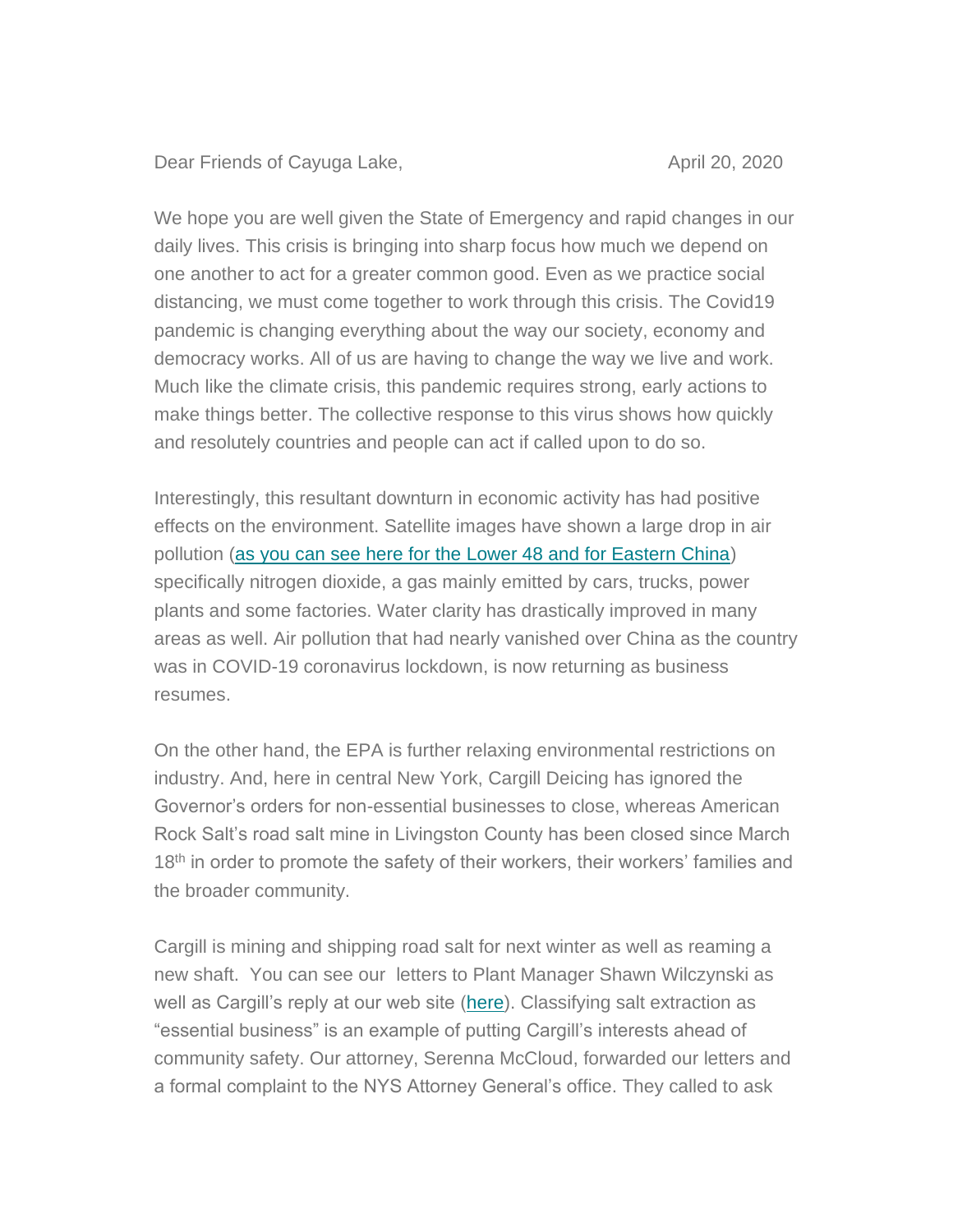Dear Friends of Cayuga Lake, April 20, 2020

We hope you are well given the State of Emergency and rapid changes in our daily lives. This crisis is bringing into sharp focus how much we depend on one another to act for a greater common good. Even as we practice social distancing, we must come together to work through this crisis. The Covid19 pandemic is changing everything about the way our society, economy and democracy works. All of us are having to change the way we live and work. Much like the climate crisis, this pandemic requires strong, early actions to make things better. The collective response to this virus shows how quickly and resolutely countries and people can act if called upon to do so.

Interestingly, this resultant downturn in economic activity has had positive effects on the environment. Satellite images have shown a large drop in air pollution (as you can see here for the Lower 48 and for Eastern China) specifically nitrogen dioxide, a gas mainly emitted by cars, trucks, power plants and some factories. Water clarity has drastically improved in many areas as well. Air pollution that had nearly vanished over China as the country was in COVID-19 coronavirus lockdown, is now returning as business resumes.

On the other hand, the EPA is further relaxing environmental restrictions on industry. And, here in central New York, Cargill Deicing has ignored the Governor's orders for non-essential businesses to close, whereas American Rock Salt's road salt mine in Livingston County has been closed since March 18th in order to promote the safety of their workers, their workers' families and the broader community.

Cargill is mining and shipping road salt for next winter as well as reaming a new shaft. You can see our letters to Plant Manager Shawn Wilczynski as well as Cargill's reply at our web site (here). Classifying salt extraction as "essential business" is an example of putting Cargill's interests ahead of community safety. Our attorney, Serenna McCloud, forwarded our letters and a formal complaint to the NYS Attorney General's office. They called to ask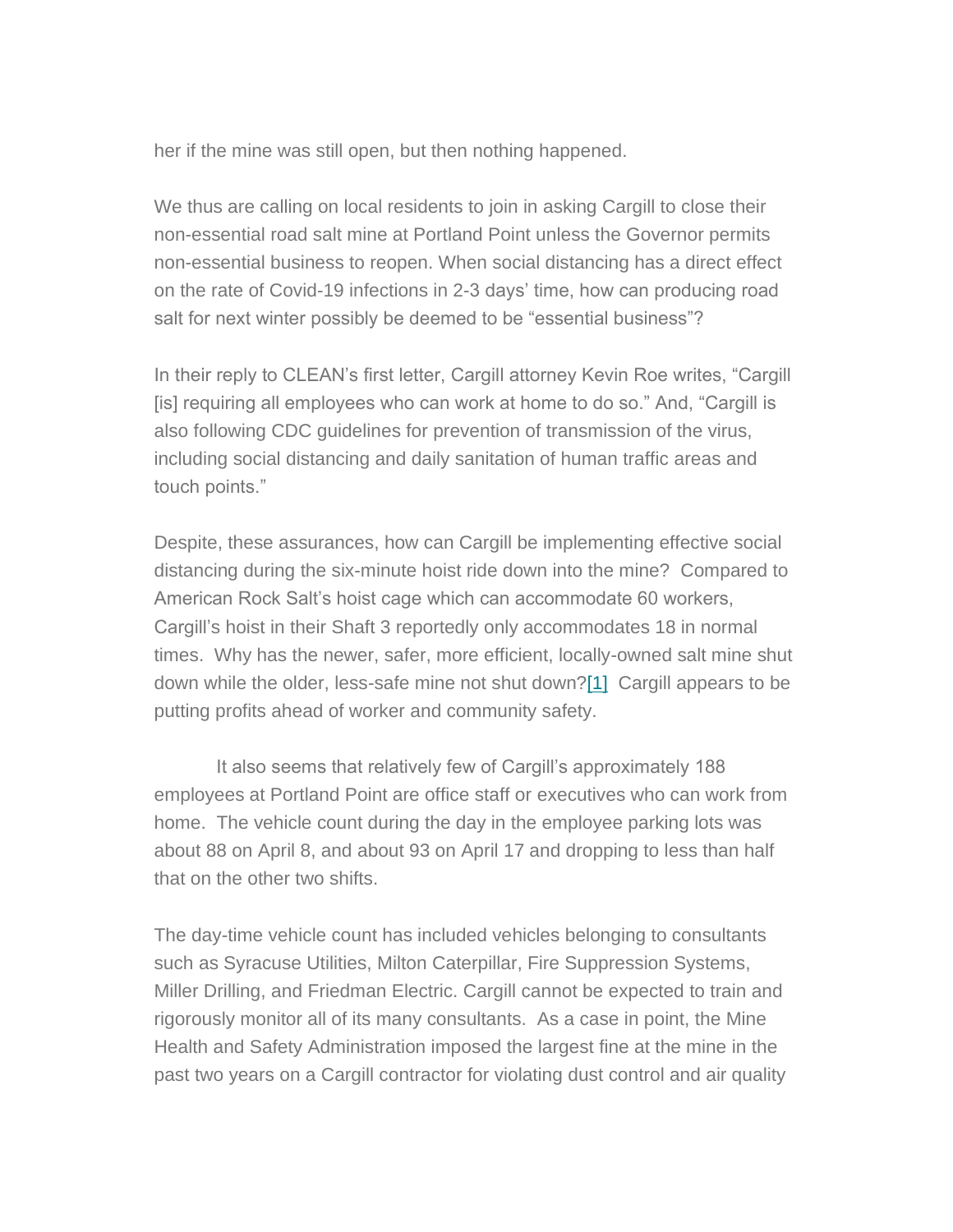her if the mine was still open, but then nothing happened.

We thus are calling on local residents to join in asking Cargill to close their non-essential road salt mine at Portland Point unless the Governor permits non-essential business to reopen. When social distancing has a direct effect on the rate of Covid-19 infections in 2-3 days' time, how can producing road salt for next winter possibly be deemed to be "essential business"?

In their reply to CLEAN's first letter, Cargill attorney Kevin Roe writes, "Cargill [is] requiring all employees who can work at home to do so." And, "Cargill is also following CDC guidelines for prevention of transmission of the virus, including social distancing and daily sanitation of human traffic areas and touch points."

Despite, these assurances, how can Cargill be implementing effective social distancing during the six-minute hoist ride down into the mine? Compared to American Rock Salt's hoist cage which can accommodate 60 workers, Cargill's hoist in their Shaft 3 reportedly only accommodates 18 in normal times. Why has the newer, safer, more efficient, locally-owned salt mine shut down while the older, less-safe mine not shut down?[1] Cargill appears to be putting profits ahead of worker and community safety.

It also seems that relatively few of Cargill's approximately 188 employees at Portland Point are office staff or executives who can work from home. The vehicle count during the day in the employee parking lots was about 88 on April 8, and about 93 on April 17 and dropping to less than half that on the other two shifts.

The day-time vehicle count has included vehicles belonging to consultants such as Syracuse Utilities, Milton Caterpillar, Fire Suppression Systems, Miller Drilling, and Friedman Electric. Cargill cannot be expected to train and rigorously monitor all of its many consultants. As a case in point, the Mine Health and Safety Administration imposed the largest fine at the mine in the past two years on a Cargill contractor for violating dust control and air quality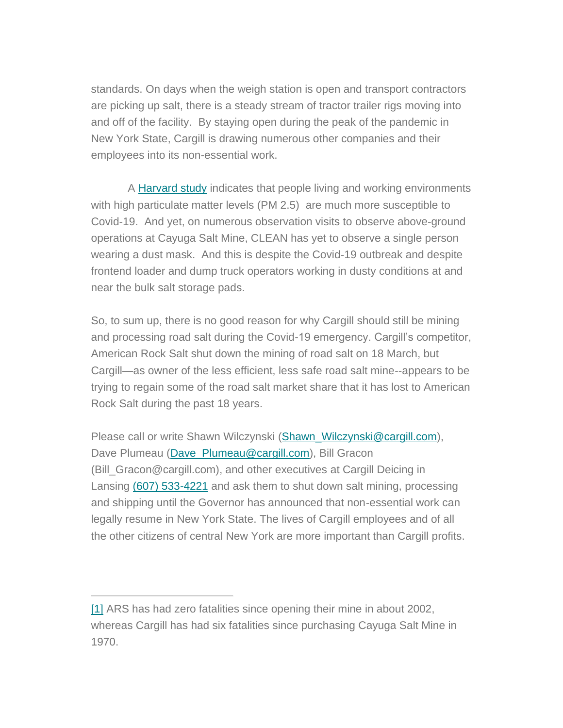standards. On days when the weigh station is open and transport contractors are picking up salt, there is a steady stream of tractor trailer rigs moving into and off of the facility. By staying open during the peak of the pandemic in New York State, Cargill is drawing numerous other companies and their employees into its non-essential work.

A [Harvard study](#) indicates that people living and working environments with high particulate matter levels (PM 2.5) are much more susceptible to Covid-19. And yet, on numerous observation visits to observe above-ground operations at Cayuga Salt Mine, CLEAN has yet to observe a single person wearing a dust mask. And this is despite the Covid-19 outbreak and despite frontend loader and dump truck operators working in dusty conditions at and near the bulk salt storage pads.

So, to sum up, there is no good reason for why Cargill should still be mining and processing road salt during the Covid-19 emergency. Cargill's competitor, American Rock Salt shut down the mining of road salt on 18 March, but Cargill—as owner of the less efficient, less safe road salt mine--appears to be trying to regain some of the road salt market share that it has lost to American Rock Salt during the past 18 years.

Please call or write Shawn Wilczynski (Shawn_Wilczynski@cargill.com), Dave Plumeau (Dave_Plumeau@cargill.com), Bill Gracon (Bill_Gracon@cargill.com), and other executives at Cargill Deicing in Lansing (607) 533-4221 and ask them to shut down salt mining, processing and shipping until the Governor has announced that non-essential work can legally resume in New York State. The lives of Cargill employees and of all the other citizens of central New York are more important than Cargill profits.

---

[1] ARS has had zero fatalities since opening their mine in about 2002, whereas Cargill has had six fatalities since purchasing Cayuga Salt Mine in 1970.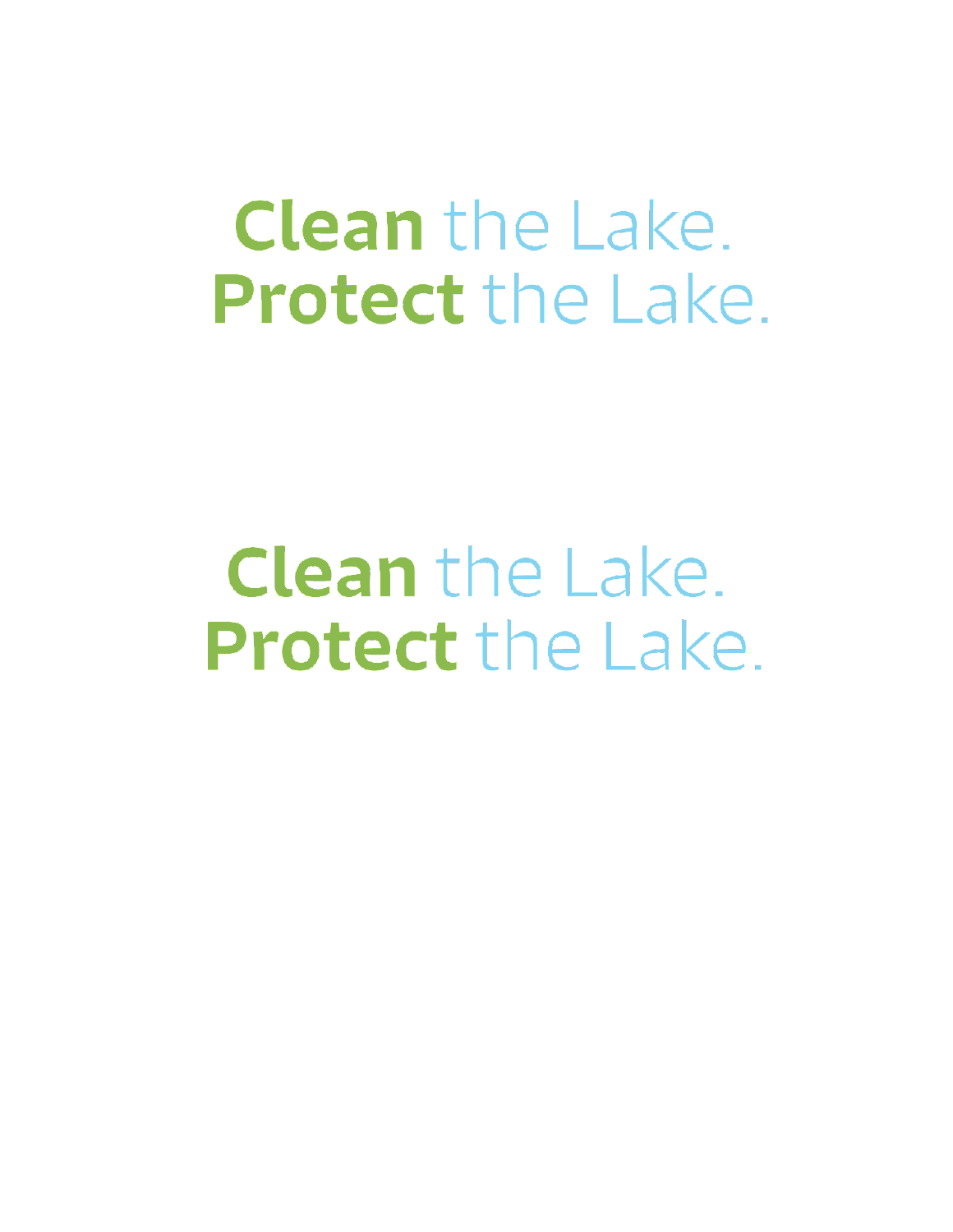**Clean** the Lake.
**Protect** the Lake.

**Clean** the Lake.
**Protect** the Lake.